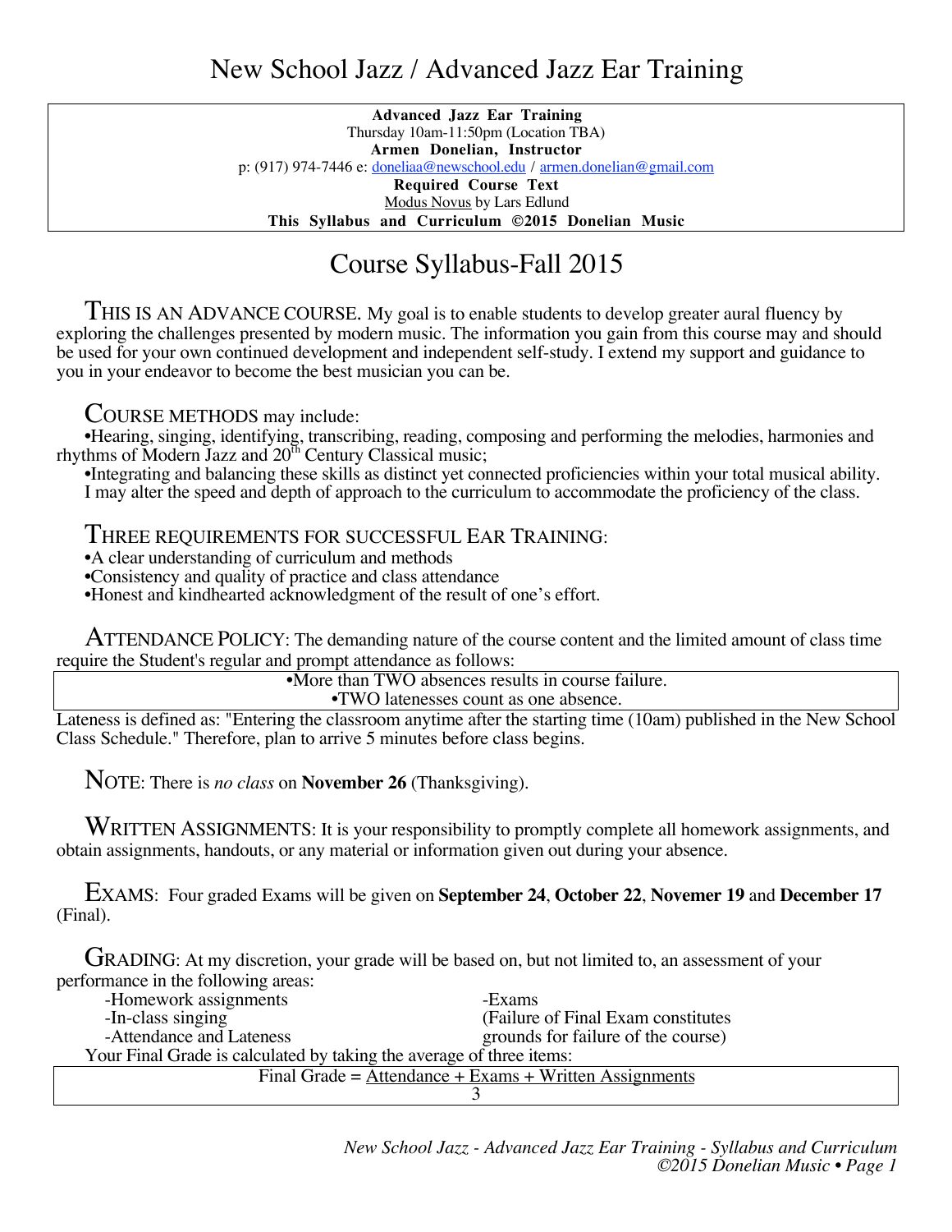# New School Jazz / Advanced Jazz Ear Training

**Advanced Jazz Ear Training**
Thursday 10am-11:50pm (Location TBA)
**Armen Donelian, Instructor**
p: (917) 974-7446 e: doneliaa@newschool.edu / armen.donelian@gmail.com
**Required Course Text**
Modus Novus by Lars Edlund
**This Syllabus and Curriculum ©2015 Donelian Music**

## Course Syllabus-Fall 2015

THIS IS AN ADVANCE COURSE. My goal is to enable students to develop greater aural fluency by exploring the challenges presented by modern music. The information you gain from this course may and should be used for your own continued development and independent self-study. I extend my support and guidance to you in your endeavor to become the best musician you can be.

COURSE METHODS may include:

- Hearing, singing, identifying, transcribing, reading, composing and performing the melodies, harmonies and rhythms of Modern Jazz and 20th Century Classical music;
- Integrating and balancing these skills as distinct yet connected proficiencies within your total musical ability.

I may alter the speed and depth of approach to the curriculum to accommodate the proficiency of the class.

THREE REQUIREMENTS FOR SUCCESSFUL EAR TRAINING:

- A clear understanding of curriculum and methods
- Consistency and quality of practice and class attendance
- Honest and kindhearted acknowledgment of the result of one's effort.

ATTENDANCE POLICY: The demanding nature of the course content and the limited amount of class time require the Student's regular and prompt attendance as follows:

- More than TWO absences results in course failure.
- TWO latenesses count as one absence.

Lateness is defined as: "Entering the classroom anytime after the starting time (10am) published in the New School Class Schedule." Therefore, plan to arrive 5 minutes before class begins.

NOTE: There is *no class* on **November 26** (Thanksgiving).

WRITTEN ASSIGNMENTS: It is your responsibility to promptly complete all homework assignments, and obtain assignments, handouts, or any material or information given out during your absence.

EXAMS: Four graded Exams will be given on **September 24**, **October 22**, **Novemer 19** and **December 17** (Final).

GRADING: At my discretion, your grade will be based on, but not limited to, an assessment of your performance in the following areas:

- Homework assignments
- In-class singing
- Attendance and Lateness
- Exams (Failure of Final Exam constitutes grounds for failure of the course)

Your Final Grade is calculated by taking the average of three items:

$$\text{Final Grade} = \frac{\text{Attendance + Exams + Written Assignments}}{3}$$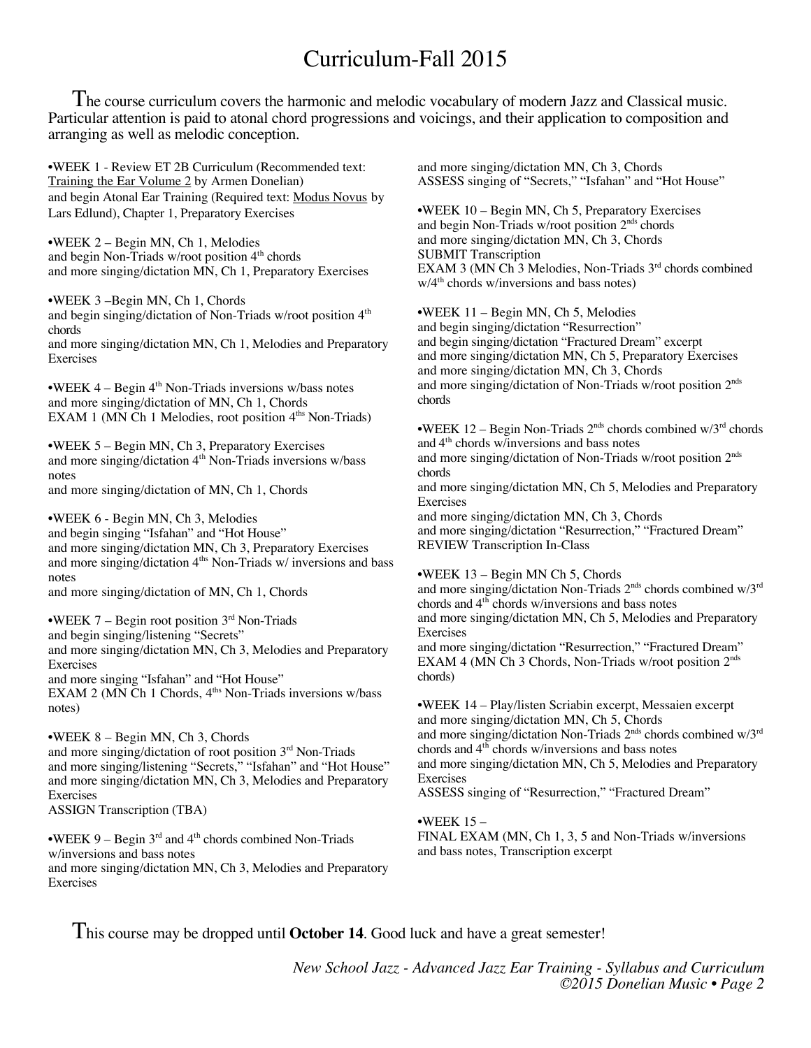# Curriculum-Fall 2015

The course curriculum covers the harmonic and melodic vocabulary of modern Jazz and Classical music. Particular attention is paid to atonal chord progressions and voicings, and their application to composition and arranging as well as melodic conception.

•WEEK 1 - Review ET 2B Curriculum (Recommended text: Training the Ear Volume 2 by Armen Donelian) and begin Atonal Ear Training (Required text: Modus Novus by Lars Edlund), Chapter 1, Preparatory Exercises

•WEEK 2 – Begin MN, Ch 1, Melodies
and begin Non-Triads w/root position 4th chords
and more singing/dictation MN, Ch 1, Preparatory Exercises

•WEEK 3 –Begin MN, Ch 1, Chords
and begin singing/dictation of Non-Triads w/root position 4th chords
and more singing/dictation MN, Ch 1, Melodies and Preparatory Exercises

•WEEK 4 – Begin 4th Non-Triads inversions w/bass notes
and more singing/dictation of MN, Ch 1, Chords
EXAM 1 (MN Ch 1 Melodies, root position 4ths Non-Triads)

•WEEK 5 – Begin MN, Ch 3, Preparatory Exercises
and more singing/dictation 4th Non-Triads inversions w/bass notes
and more singing/dictation of MN, Ch 1, Chords

•WEEK 6 - Begin MN, Ch 3, Melodies
and begin singing "Isfahan" and "Hot House"
and more singing/dictation MN, Ch 3, Preparatory Exercises
and more singing/dictation 4ths Non-Triads w/ inversions and bass notes
and more singing/dictation of MN, Ch 1, Chords

•WEEK 7 – Begin root position 3rd Non-Triads
and begin singing/listening "Secrets"
and more singing/dictation MN, Ch 3, Melodies and Preparatory Exercises
and more singing "Isfahan" and "Hot House"
EXAM 2 (MN Ch 1 Chords, 4ths Non-Triads inversions w/bass notes)

•WEEK 8 – Begin MN, Ch 3, Chords
and more singing/dictation of root position 3rd Non-Triads
and more singing/listening "Secrets," "Isfahan" and "Hot House"
and more singing/dictation MN, Ch 3, Melodies and Preparatory Exercises
ASSIGN Transcription (TBA)

•WEEK 9 – Begin 3rd and 4th chords combined Non-Triads w/inversions and bass notes
and more singing/dictation MN, Ch 3, Melodies and Preparatory Exercises
and more singing/dictation MN, Ch 3, Chords
ASSESS singing of "Secrets," "Isfahan" and "Hot House"

•WEEK 10 – Begin MN, Ch 5, Preparatory Exercises
and begin Non-Triads w/root position 2nds chords
and more singing/dictation MN, Ch 3, Chords
SUBMIT Transcription
EXAM 3 (MN Ch 3 Melodies, Non-Triads 3rd chords combined w/4th chords w/inversions and bass notes)

•WEEK 11 – Begin MN, Ch 5, Melodies
and begin singing/dictation "Resurrection"
and begin singing/dictation "Fractured Dream" excerpt
and more singing/dictation MN, Ch 5, Preparatory Exercises
and more singing/dictation MN, Ch 3, Chords
and more singing/dictation of Non-Triads w/root position 2nds chords

•WEEK 12 – Begin Non-Triads 2nds chords combined w/3rd chords and 4th chords w/inversions and bass notes
and more singing/dictation of Non-Triads w/root position 2nds chords
and more singing/dictation MN, Ch 5, Melodies and Preparatory Exercises
and more singing/dictation MN, Ch 3, Chords
and more singing/dictation "Resurrection," "Fractured Dream"
REVIEW Transcription In-Class

•WEEK 13 – Begin MN Ch 5, Chords
and more singing/dictation Non-Triads 2nds chords combined w/3rd chords and 4th chords w/inversions and bass notes
and more singing/dictation MN, Ch 5, Melodies and Preparatory Exercises
and more singing/dictation "Resurrection," "Fractured Dream"
EXAM 4 (MN Ch 3 Chords, Non-Triads w/root position 2nds chords)

•WEEK 14 – Play/listen Scriabin excerpt, Messaien excerpt
and more singing/dictation MN, Ch 5, Chords
and more singing/dictation Non-Triads 2nds chords combined w/3rd chords and 4th chords w/inversions and bass notes
and more singing/dictation MN, Ch 5, Melodies and Preparatory Exercises
ASSESS singing of "Resurrection," "Fractured Dream"

•WEEK 15 –
FINAL EXAM (MN, Ch 1, 3, 5 and Non-Triads w/inversions and bass notes, Transcription excerpt

This course may be dropped until **October 14**. Good luck and have a great semester!

*New School Jazz - Advanced Jazz Ear Training - Syllabus and Curriculum*
*©2015 Donelian Music*